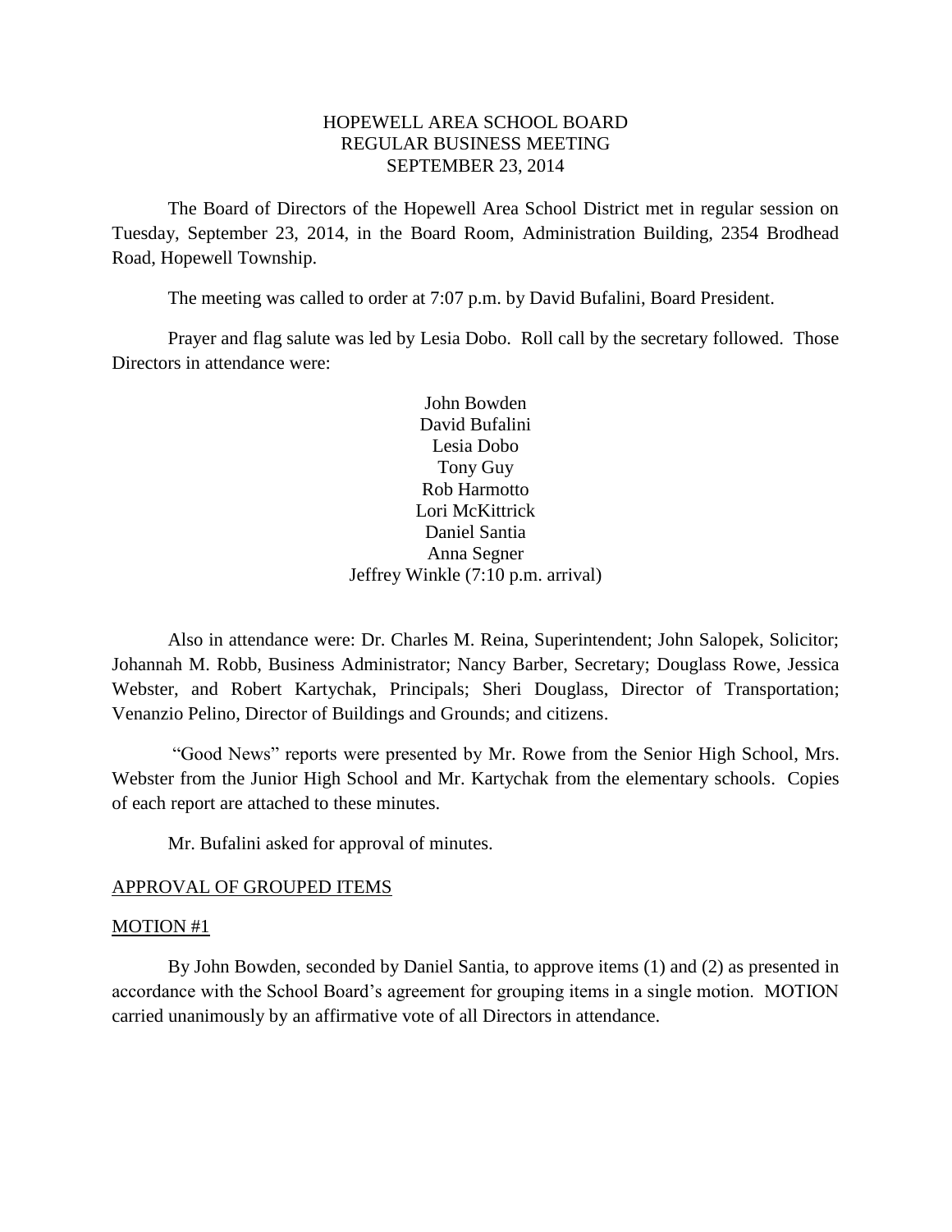# HOPEWELL AREA SCHOOL BOARD
## REGULAR BUSINESS MEETING
## SEPTEMBER 23, 2014

The Board of Directors of the Hopewell Area School District met in regular session on Tuesday, September 23, 2014, in the Board Room, Administration Building, 2354 Brodhead Road, Hopewell Township.

The meeting was called to order at 7:07 p.m. by David Bufalini, Board President.

Prayer and flag salute was led by Lesia Dobo. Roll call by the secretary followed. Those Directors in attendance were:

John Bowden  
David Bufalini  
Lesia Dobo  
Tony Guy  
Rob Harmotto  
Lori McKittrick  
Daniel Santia  
Anna Segner  
Jeffrey Winkle (7:10 p.m. arrival)

Also in attendance were: Dr. Charles M. Reina, Superintendent; John Salopek, Solicitor; Johannah M. Robb, Business Administrator; Nancy Barber, Secretary; Douglass Rowe, Jessica Webster, and Robert Kartychak, Principals; Sheri Douglass, Director of Transportation; Venanzio Pelino, Director of Buildings and Grounds; and citizens.

"Good News" reports were presented by Mr. Rowe from the Senior High School, Mrs. Webster from the Junior High School and Mr. Kartychak from the elementary schools. Copies of each report are attached to these minutes.

Mr. Bufalini asked for approval of minutes.

APPROVAL OF GROUPED ITEMS

MOTION #1

By John Bowden, seconded by Daniel Santia, to approve items (1) and (2) as presented in accordance with the School Board's agreement for grouping items in a single motion. MOTION carried unanimously by an affirmative vote of all Directors in attendance.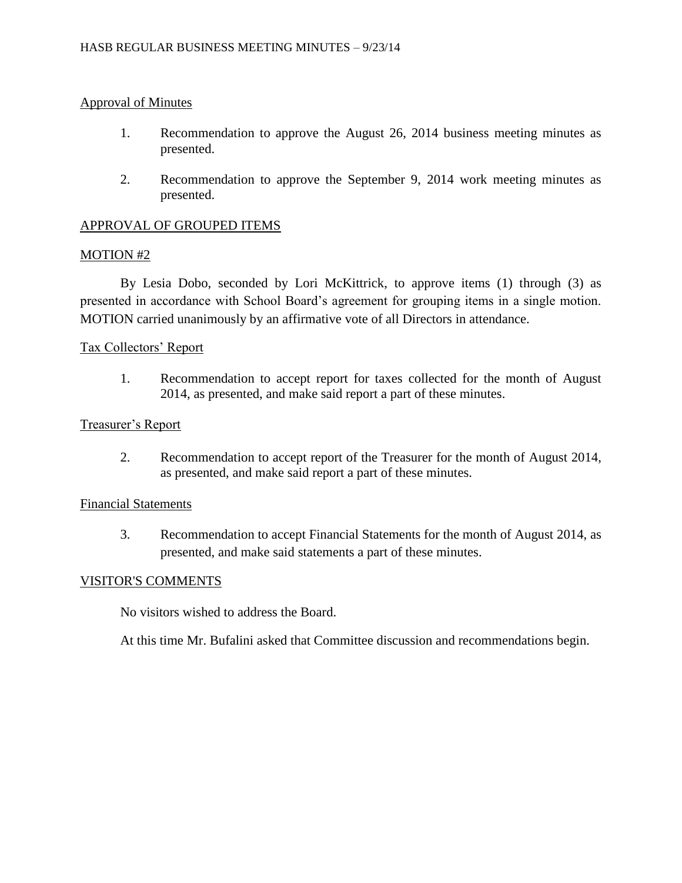Approval of Minutes

1. Recommendation to approve the August 26, 2014 business meeting minutes as presented.

2. Recommendation to approve the September 9, 2014 work meeting minutes as presented.

APPROVAL OF GROUPED ITEMS

MOTION #2

By Lesia Dobo, seconded by Lori McKittrick, to approve items (1) through (3) as presented in accordance with School Board's agreement for grouping items in a single motion. MOTION carried unanimously by an affirmative vote of all Directors in attendance.

Tax Collectors' Report

1. Recommendation to accept report for taxes collected for the month of August 2014, as presented, and make said report a part of these minutes.

Treasurer's Report

2. Recommendation to accept report of the Treasurer for the month of August 2014, as presented, and make said report a part of these minutes.

Financial Statements

3. Recommendation to accept Financial Statements for the month of August 2014, as presented, and make said statements a part of these minutes.

VISITOR'S COMMENTS

No visitors wished to address the Board.

At this time Mr. Bufalini asked that Committee discussion and recommendations begin.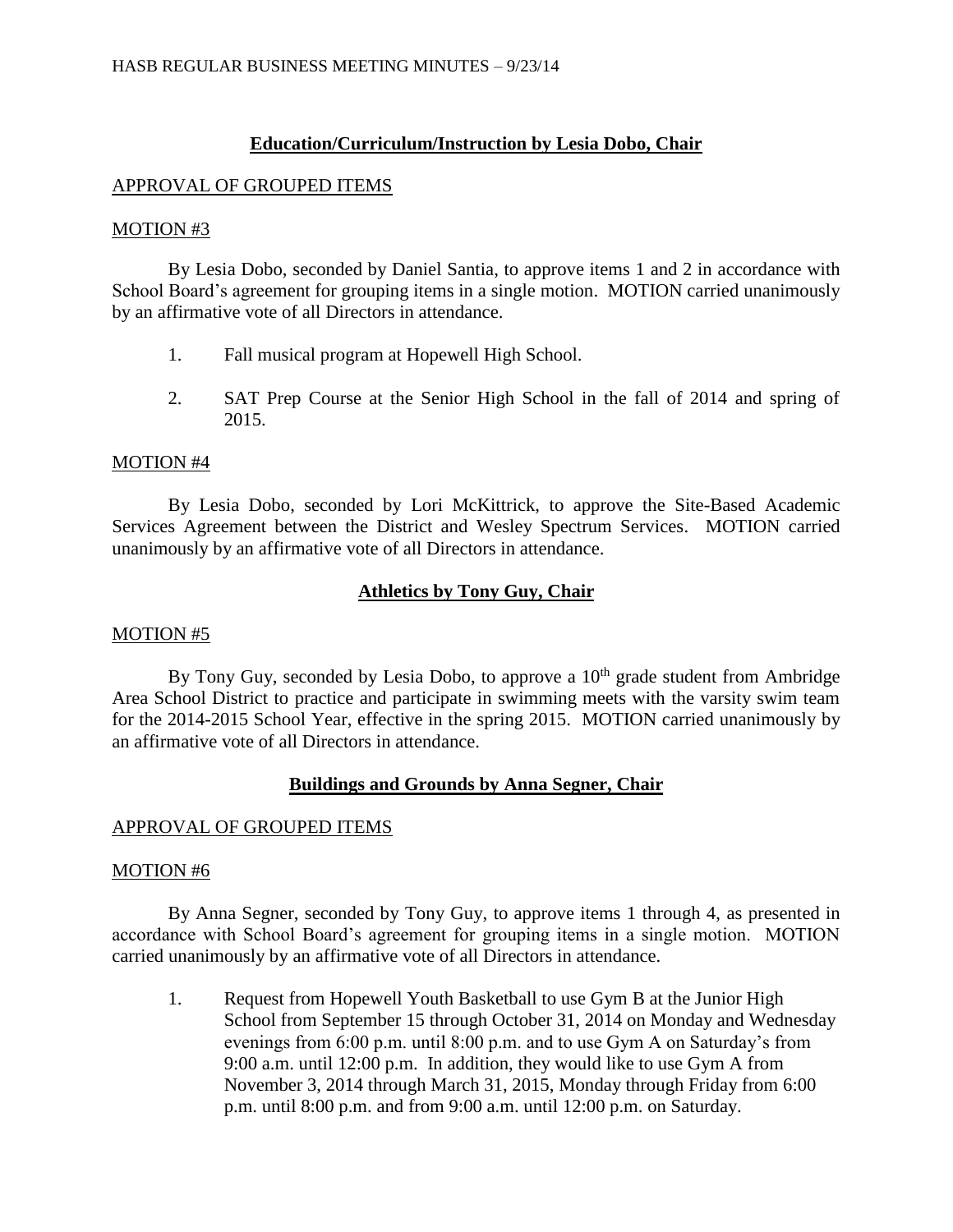## Education/Curriculum/Instruction by Lesia Dobo, Chair

APPROVAL OF GROUPED ITEMS

MOTION #3

By Lesia Dobo, seconded by Daniel Santia, to approve items 1 and 2 in accordance with School Board's agreement for grouping items in a single motion. MOTION carried unanimously by an affirmative vote of all Directors in attendance.

1. Fall musical program at Hopewell High School.

2. SAT Prep Course at the Senior High School in the fall of 2014 and spring of 2015.

MOTION #4

By Lesia Dobo, seconded by Lori McKittrick, to approve the Site-Based Academic Services Agreement between the District and Wesley Spectrum Services. MOTION carried unanimously by an affirmative vote of all Directors in attendance.

## Athletics by Tony Guy, Chair

MOTION #5

By Tony Guy, seconded by Lesia Dobo, to approve a 10th grade student from Ambridge Area School District to practice and participate in swimming meets with the varsity swim team for the 2014-2015 School Year, effective in the spring 2015. MOTION carried unanimously by an affirmative vote of all Directors in attendance.

## Buildings and Grounds by Anna Segner, Chair

APPROVAL OF GROUPED ITEMS

MOTION #6

By Anna Segner, seconded by Tony Guy, to approve items 1 through 4, as presented in accordance with School Board's agreement for grouping items in a single motion. MOTION carried unanimously by an affirmative vote of all Directors in attendance.

1. Request from Hopewell Youth Basketball to use Gym B at the Junior High School from September 15 through October 31, 2014 on Monday and Wednesday evenings from 6:00 p.m. until 8:00 p.m. and to use Gym A on Saturday's from 9:00 a.m. until 12:00 p.m. In addition, they would like to use Gym A from November 3, 2014 through March 31, 2015, Monday through Friday from 6:00 p.m. until 8:00 p.m. and from 9:00 a.m. until 12:00 p.m. on Saturday.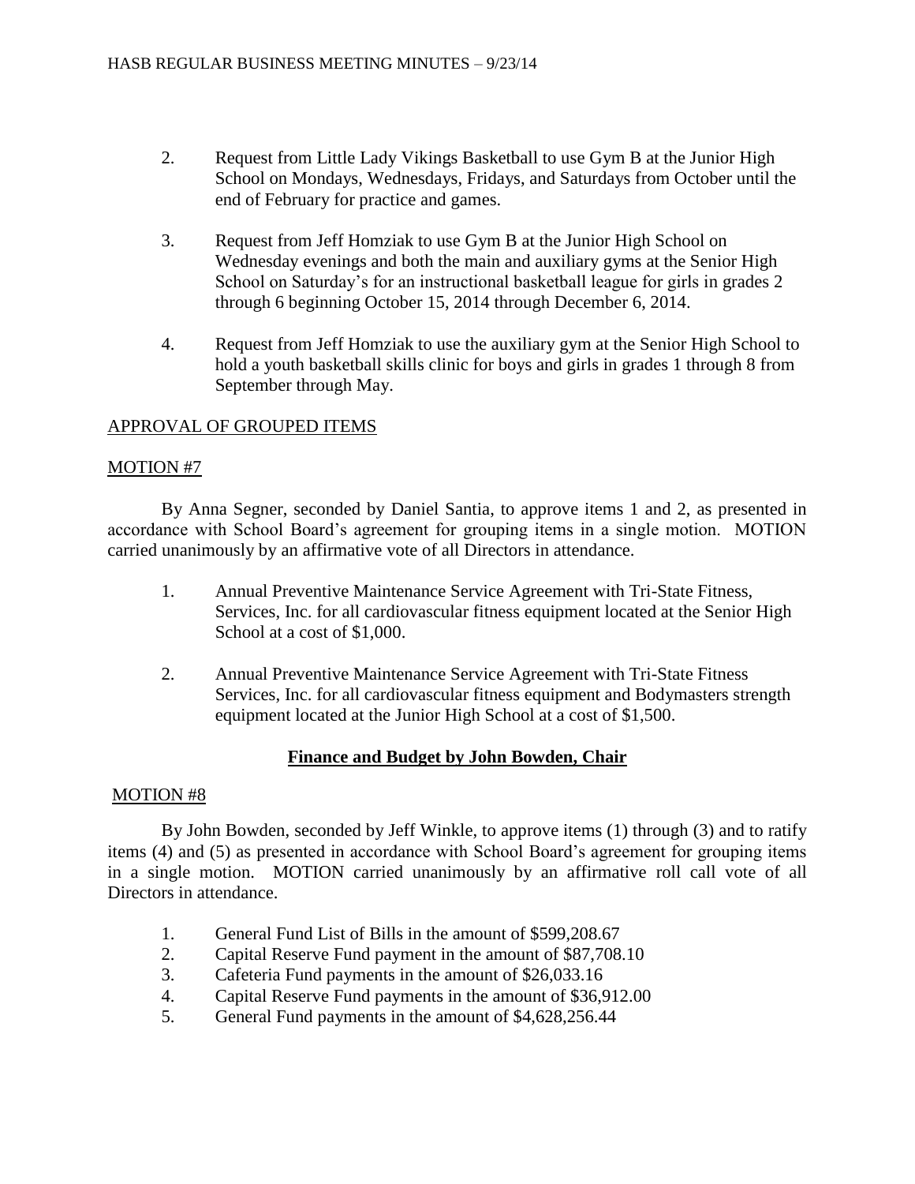2. Request from Little Lady Vikings Basketball to use Gym B at the Junior High School on Mondays, Wednesdays, Fridays, and Saturdays from October until the end of February for practice and games.

3. Request from Jeff Homziak to use Gym B at the Junior High School on Wednesday evenings and both the main and auxiliary gyms at the Senior High School on Saturday's for an instructional basketball league for girls in grades 2 through 6 beginning October 15, 2014 through December 6, 2014.

4. Request from Jeff Homziak to use the auxiliary gym at the Senior High School to hold a youth basketball skills clinic for boys and girls in grades 1 through 8 from September through May.

APPROVAL OF GROUPED ITEMS

MOTION #7

By Anna Segner, seconded by Daniel Santia, to approve items 1 and 2, as presented in accordance with School Board's agreement for grouping items in a single motion. MOTION carried unanimously by an affirmative vote of all Directors in attendance.

1. Annual Preventive Maintenance Service Agreement with Tri-State Fitness, Services, Inc. for all cardiovascular fitness equipment located at the Senior High School at a cost of $1,000.

2. Annual Preventive Maintenance Service Agreement with Tri-State Fitness Services, Inc. for all cardiovascular fitness equipment and Bodymasters strength equipment located at the Junior High School at a cost of $1,500.

**Finance and Budget by John Bowden, Chair**

MOTION #8

By John Bowden, seconded by Jeff Winkle, to approve items (1) through (3) and to ratify items (4) and (5) as presented in accordance with School Board's agreement for grouping items in a single motion. MOTION carried unanimously by an affirmative roll call vote of all Directors in attendance.

1. General Fund List of Bills in the amount of $599,208.67
2. Capital Reserve Fund payment in the amount of $87,708.10
3. Cafeteria Fund payments in the amount of $26,033.16
4. Capital Reserve Fund payments in the amount of $36,912.00
5. General Fund payments in the amount of $4,628,256.44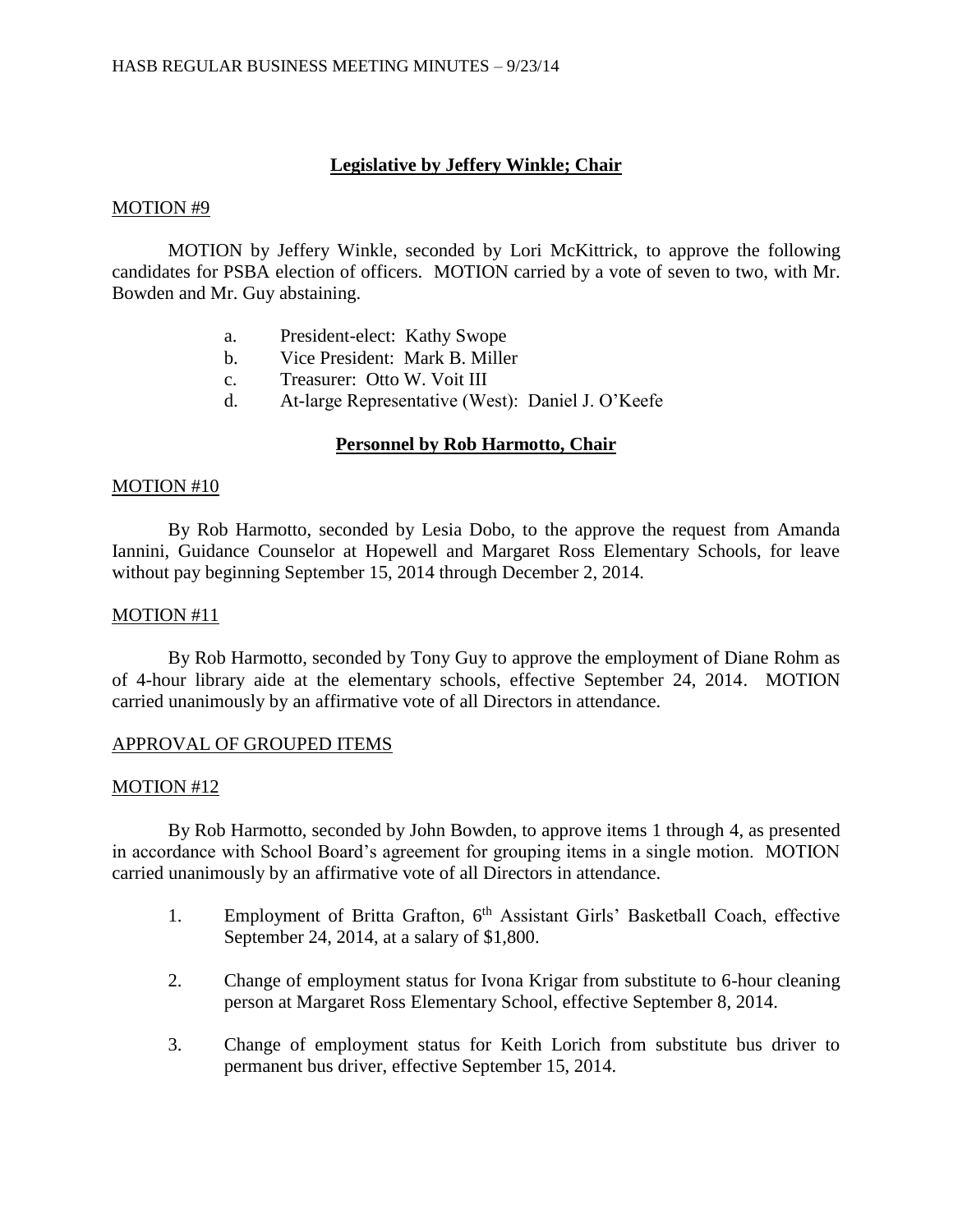## Legislative by Jeffery Winkle; Chair

MOTION #9

MOTION by Jeffery Winkle, seconded by Lori McKittrick, to approve the following candidates for PSBA election of officers. MOTION carried by a vote of seven to two, with Mr. Bowden and Mr. Guy abstaining.

a. President-elect: Kathy Swope
b. Vice President: Mark B. Miller
c. Treasurer: Otto W. Voit III
d. At-large Representative (West): Daniel J. O'Keefe

## Personnel by Rob Harmotto, Chair

MOTION #10

By Rob Harmotto, seconded by Lesia Dobo, to the approve the request from Amanda Iannini, Guidance Counselor at Hopewell and Margaret Ross Elementary Schools, for leave without pay beginning September 15, 2014 through December 2, 2014.

MOTION #11

By Rob Harmotto, seconded by Tony Guy to approve the employment of Diane Rohm as of 4-hour library aide at the elementary schools, effective September 24, 2014. MOTION carried unanimously by an affirmative vote of all Directors in attendance.

APPROVAL OF GROUPED ITEMS

MOTION #12

By Rob Harmotto, seconded by John Bowden, to approve items 1 through 4, as presented in accordance with School Board's agreement for grouping items in a single motion. MOTION carried unanimously by an affirmative vote of all Directors in attendance.

1. Employment of Britta Grafton, 6th Assistant Girls' Basketball Coach, effective September 24, 2014, at a salary of $1,800.

2. Change of employment status for Ivona Krigar from substitute to 6-hour cleaning person at Margaret Ross Elementary School, effective September 8, 2014.

3. Change of employment status for Keith Lorich from substitute bus driver to permanent bus driver, effective September 15, 2014.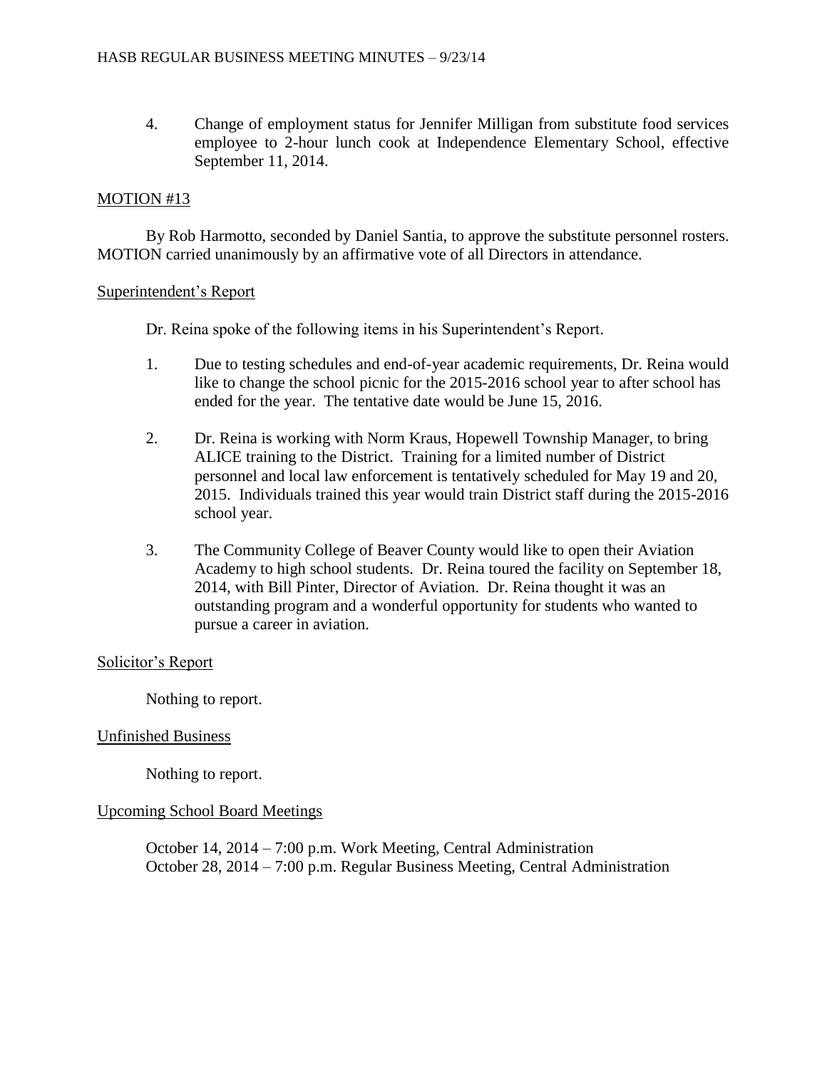4. Change of employment status for Jennifer Milligan from substitute food services employee to 2-hour lunch cook at Independence Elementary School, effective September 11, 2014.

MOTION #13

By Rob Harmotto, seconded by Daniel Santia, to approve the substitute personnel rosters. MOTION carried unanimously by an affirmative vote of all Directors in attendance.

Superintendent's Report

Dr. Reina spoke of the following items in his Superintendent's Report.

1. Due to testing schedules and end-of-year academic requirements, Dr. Reina would like to change the school picnic for the 2015-2016 school year to after school has ended for the year. The tentative date would be June 15, 2016.

2. Dr. Reina is working with Norm Kraus, Hopewell Township Manager, to bring ALICE training to the District. Training for a limited number of District personnel and local law enforcement is tentatively scheduled for May 19 and 20, 2015. Individuals trained this year would train District staff during the 2015-2016 school year.

3. The Community College of Beaver County would like to open their Aviation Academy to high school students. Dr. Reina toured the facility on September 18, 2014, with Bill Pinter, Director of Aviation. Dr. Reina thought it was an outstanding program and a wonderful opportunity for students who wanted to pursue a career in aviation.

Solicitor's Report

Nothing to report.

Unfinished Business

Nothing to report.

Upcoming School Board Meetings

October 14, 2014 – 7:00 p.m. Work Meeting, Central Administration
October 28, 2014 – 7:00 p.m. Regular Business Meeting, Central Administration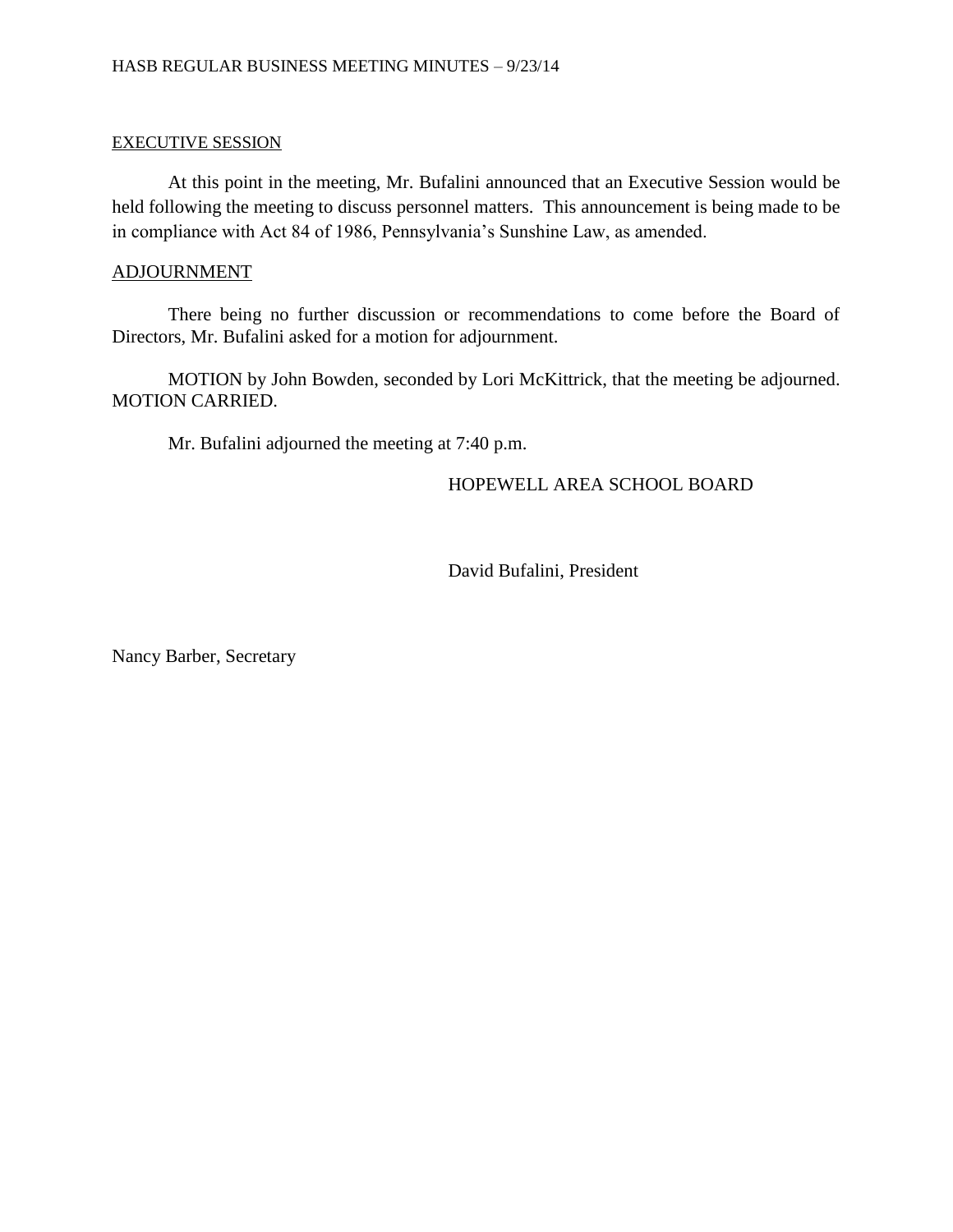EXECUTIVE SESSION

At this point in the meeting, Mr. Bufalini announced that an Executive Session would be held following the meeting to discuss personnel matters. This announcement is being made to be in compliance with Act 84 of 1986, Pennsylvania's Sunshine Law, as amended.

ADJOURNMENT

There being no further discussion or recommendations to come before the Board of Directors, Mr. Bufalini asked for a motion for adjournment.

MOTION by John Bowden, seconded by Lori McKittrick, that the meeting be adjourned. MOTION CARRIED.

Mr. Bufalini adjourned the meeting at 7:40 p.m.

HOPEWELL AREA SCHOOL BOARD

David Bufalini, President

Nancy Barber, Secretary